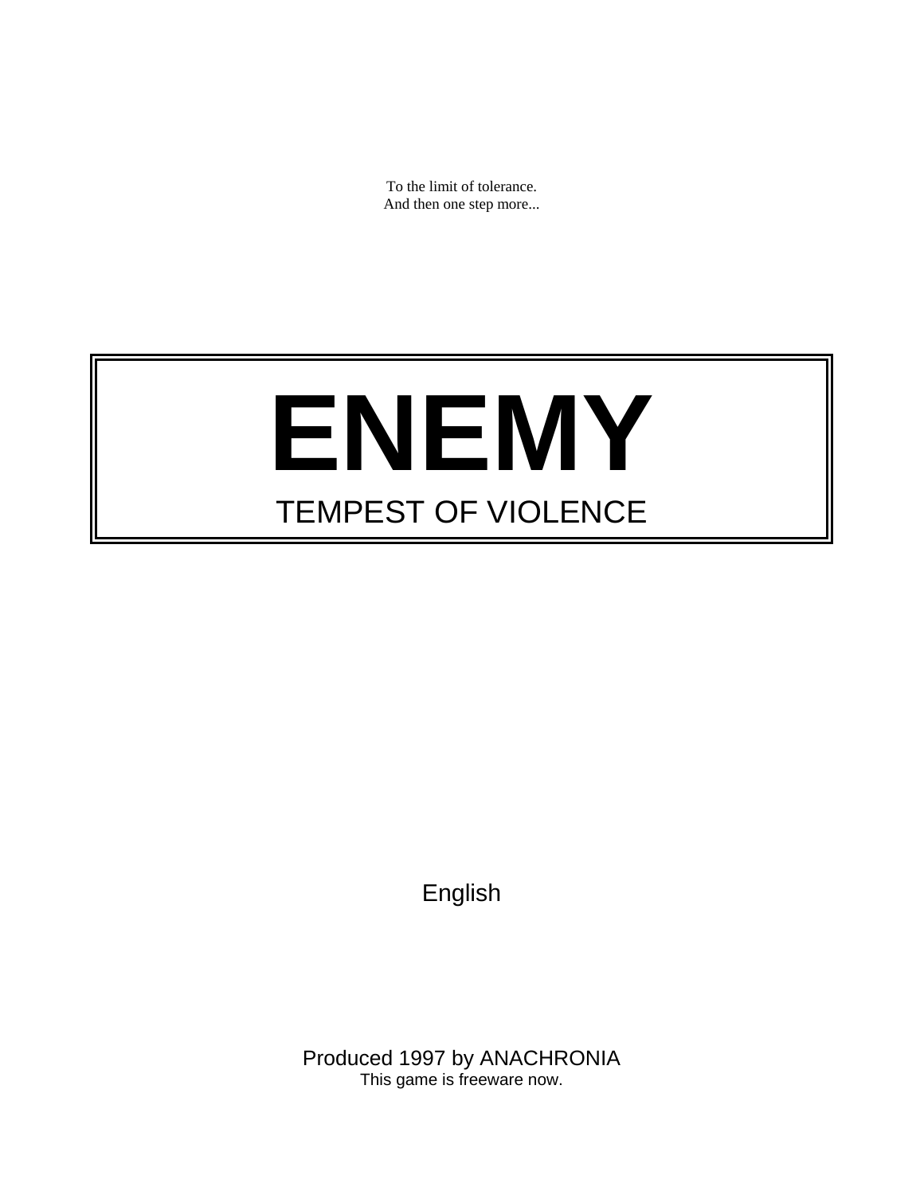To the limit of tolerance.
And then one step more...

# ENEMY

## TEMPEST OF VIOLENCE

English

Produced 1997 by ANACHRONIA
This game is freeware now.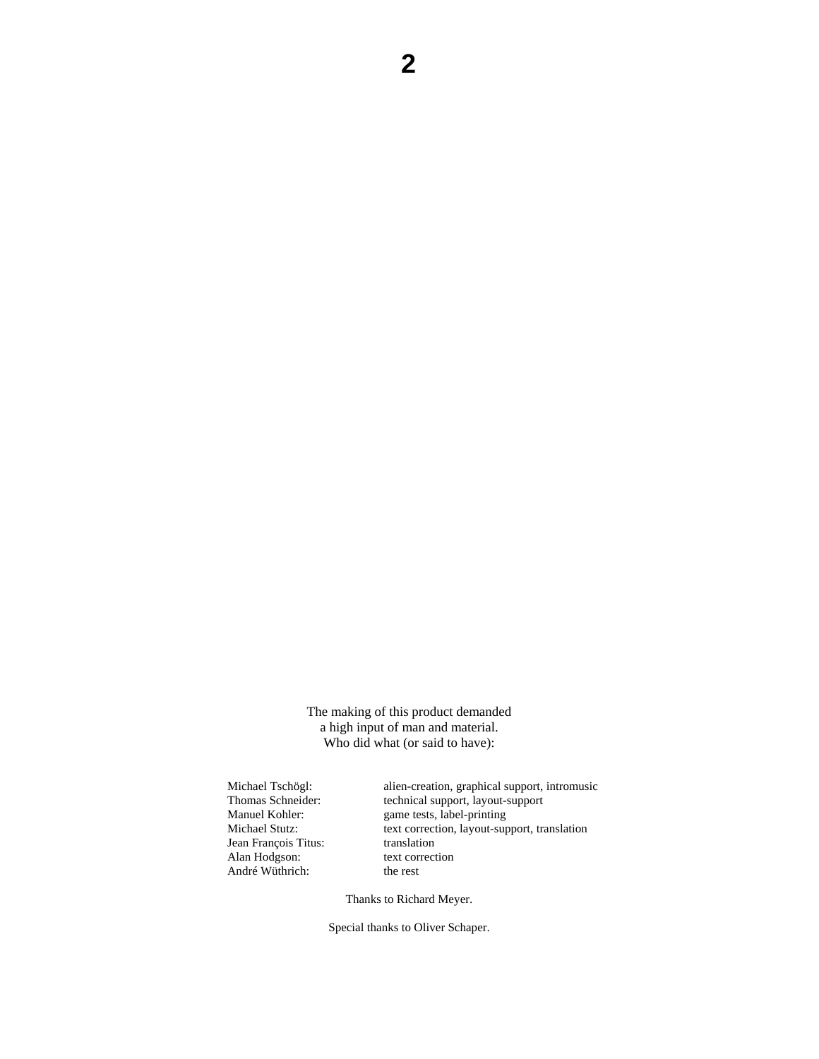The making of this product demanded
a high input of man and material.
Who did what (or said to have):

| | |
|---|---|
| Michael Tschögl: | alien-creation, graphical support, intromusic |
| Thomas Schneider: | technical support, layout-support |
| Manuel Kohler: | game tests, label-printing |
| Michael Stutz: | text correction, layout-support, translation |
| Jean François Titus: | translation |
| Alan Hodgson: | text correction |
| André Wüthrich: | the rest |

Thanks to Richard Meyer.

Special thanks to Oliver Schaper.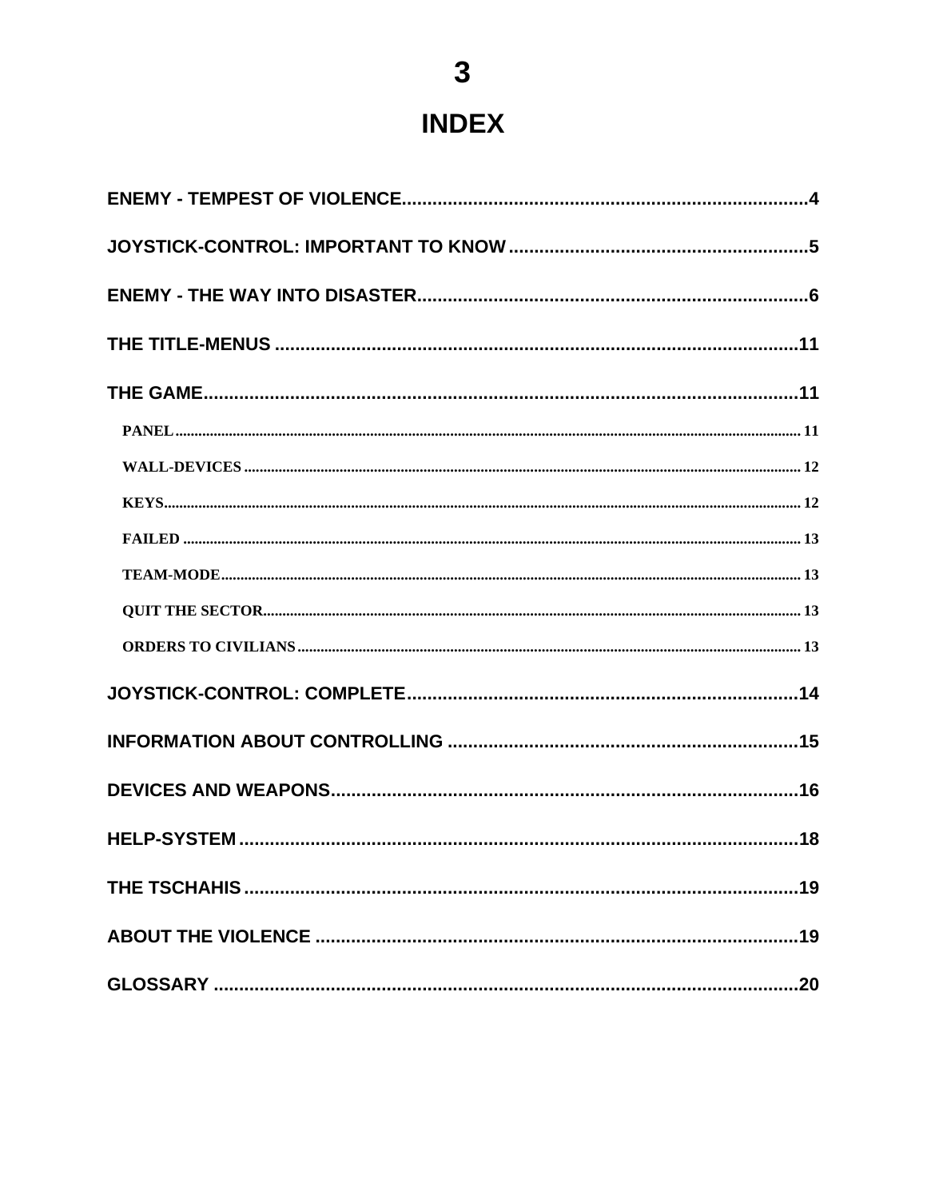# INDEX

ENEMY - TEMPEST OF VIOLENCE....................4

JOYSTICK-CONTROL: IMPORTANT TO KNOW....................5

ENEMY - THE WAY INTO DISASTER....................6

THE TITLE-MENUS....................11

THE GAME....................11

- PANEL....................11
- WALL-DEVICES....................12
- KEYS....................12
- FAILED....................13
- TEAM-MODE....................13
- QUIT THE SECTOR....................13
- ORDERS TO CIVILIANS....................13

JOYSTICK-CONTROL: COMPLETE....................14

INFORMATION ABOUT CONTROLLING....................15

DEVICES AND WEAPONS....................16

HELP-SYSTEM....................18

THE TSCHAHIS....................19

ABOUT THE VIOLENCE....................19

GLOSSARY....................20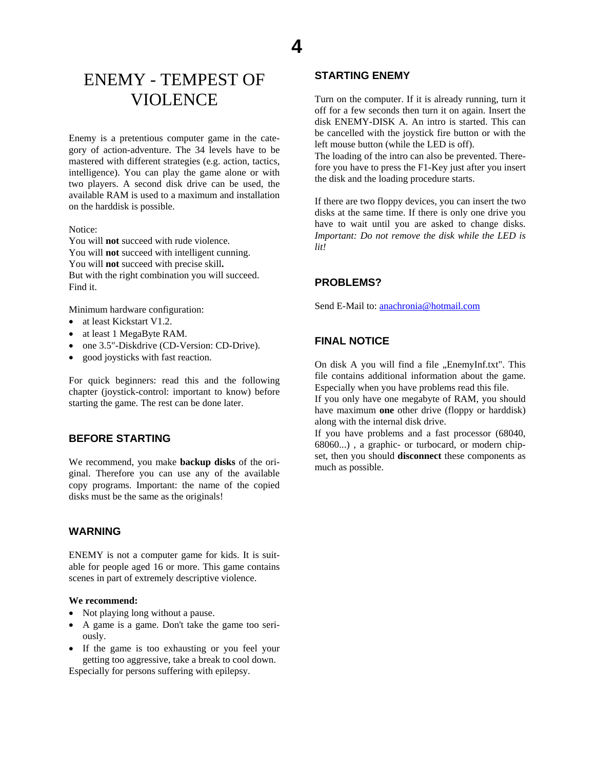# ENEMY - TEMPEST OF VIOLENCE

Enemy is a pretentious computer game in the category of action-adventure. The 34 levels have to be mastered with different strategies (e.g. action, tactics, intelligence). You can play the game alone or with two players. A second disk drive can be used, the available RAM is used to a maximum and installation on the harddisk is possible.

Notice:
You will **not** succeed with rude violence.
You will **not** succeed with intelligent cunning.
You will **not** succeed with precise skill**.**
But with the right combination you will succeed.
Find it.

Minimum hardware configuration:

- at least Kickstart V1.2.
- at least 1 MegaByte RAM.
- one 3.5"-Diskdrive (CD-Version: CD-Drive).
- good joysticks with fast reaction.

For quick beginners: read this and the following chapter (joystick-control: important to know) before starting the game. The rest can be done later.

## BEFORE STARTING

We recommend, you make **backup disks** of the original. Therefore you can use any of the available copy programs. Important: the name of the copied disks must be the same as the originals!

## WARNING

ENEMY is not a computer game for kids. It is suitable for people aged 16 or more. This game contains scenes in part of extremely descriptive violence.

**We recommend:**

- Not playing long without a pause.
- A game is a game. Don't take the game too seriously.
- If the game is too exhausting or you feel your getting too aggressive, take a break to cool down.

Especially for persons suffering with epilepsy.

## STARTING ENEMY

Turn on the computer. If it is already running, turn it off for a few seconds then turn it on again. Insert the disk ENEMY-DISK A. An intro is started. This can be cancelled with the joystick fire button or with the left mouse button (while the LED is off).
The loading of the intro can also be prevented. Therefore you have to press the F1-Key just after you insert the disk and the loading procedure starts.

If there are two floppy devices, you can insert the two disks at the same time. If there is only one drive you have to wait until you are asked to change disks. *Important: Do not remove the disk while the LED is lit!*

## PROBLEMS?

Send E-Mail to: anachronia@hotmail.com

## FINAL NOTICE

On disk A you will find a file „EnemyInf.txt". This file contains additional information about the game. Especially when you have problems read this file.
If you only have one megabyte of RAM, you should have maximum **one** other drive (floppy or harddisk) along with the internal disk drive.
If you have problems and a fast processor (68040, 68060...) , a graphic- or turbocard, or modern chipset, then you should **disconnect** these components as much as possible.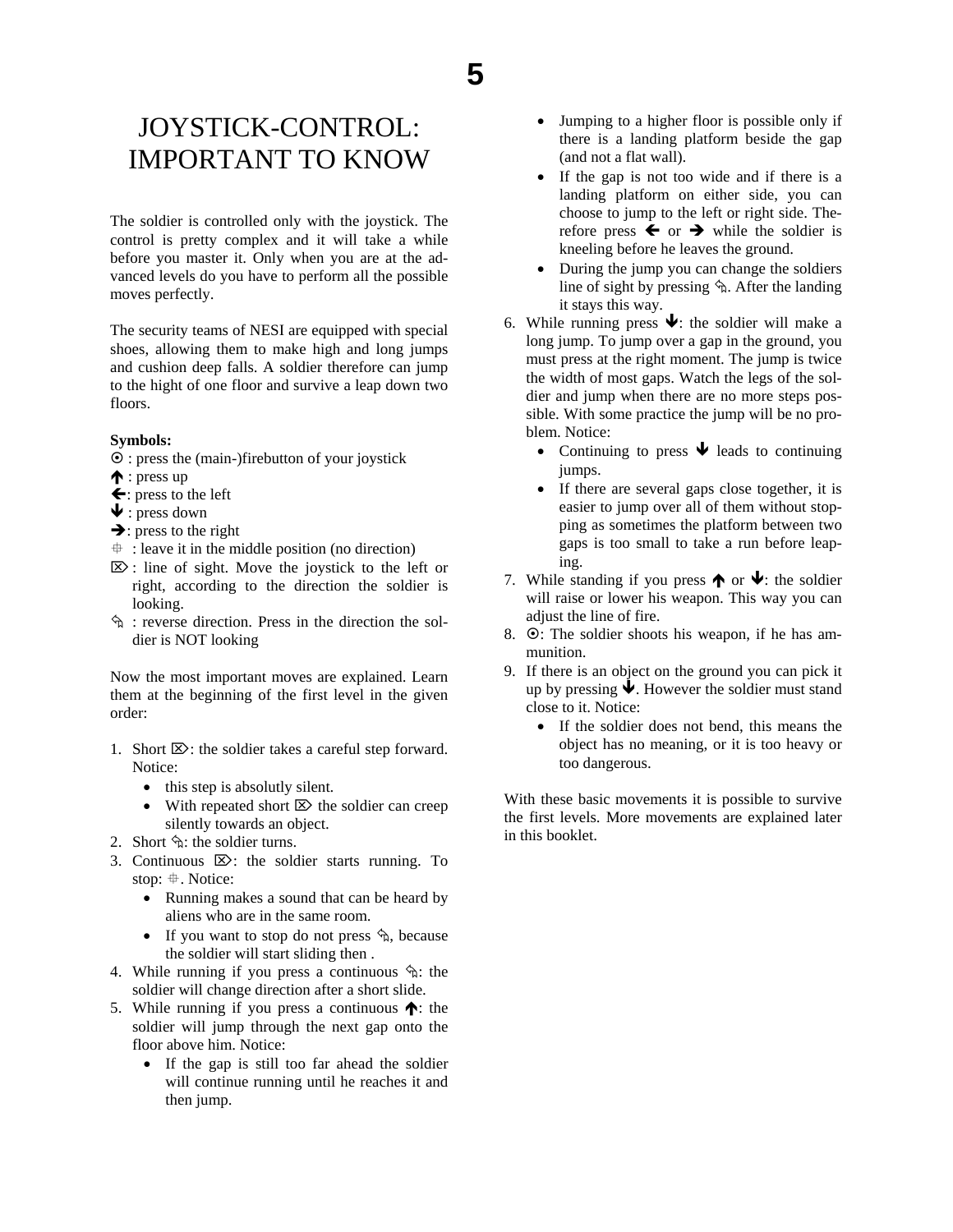# JOYSTICK-CONTROL: IMPORTANT TO KNOW

The soldier is controlled only with the joystick. The control is pretty complex and it will take a while before you master it. Only when you are at the advanced levels do you have to perform all the possible moves perfectly.

The security teams of NESI are equipped with special shoes, allowing them to make high and long jumps and cushion deep falls. A soldier therefore can jump to the hight of one floor and survive a leap down two floors.

**Symbols:**
⊙ : press the (main-)firebutton of your joystick
🡅 : press up
🡄: press to the left
🡇 : press down
🡆: press to the right
⌖ : leave it in the middle position (no direction)
⌦ : line of sight. Move the joystick to the left or right, according to the direction the soldier is looking.
⎌ : reverse direction. Press in the direction the soldier is NOT looking

Now the most important moves are explained. Learn them at the beginning of the first level in the given order:

1. Short ⌦: the soldier takes a careful step forward. Notice:
   - this step is absolutly silent.
   - With repeated short ⌦ the soldier can creep silently towards an object.
2. Short ⎌: the soldier turns.
3. Continuous ⌦: the soldier starts running. To stop: ⌖. Notice:
   - Running makes a sound that can be heard by aliens who are in the same room.
   - If you want to stop do not press ⎌, because the soldier will start sliding then .
4. While running if you press a continuous ⎌: the soldier will change direction after a short slide.
5. While running if you press a continuous 🡅: the soldier will jump through the next gap onto the floor above him. Notice:
   - If the gap is still too far ahead the soldier will continue running until he reaches it and then jump.
   - Jumping to a higher floor is possible only if there is a landing platform beside the gap (and not a flat wall).
   - If the gap is not too wide and if there is a landing platform on either side, you can choose to jump to the left or right side. Therefore press 🡄 or 🡆 while the soldier is kneeling before he leaves the ground.
   - During the jump you can change the soldiers line of sight by pressing ⎌. After the landing it stays this way.
6. While running press 🡇: the soldier will make a long jump. To jump over a gap in the ground, you must press at the right moment. The jump is twice the width of most gaps. Watch the legs of the soldier and jump when there are no more steps possible. With some practice the jump will be no problem. Notice:
   - Continuing to press 🡇 leads to continuing jumps.
   - If there are several gaps close together, it is easier to jump over all of them without stopping as sometimes the platform between two gaps is too small to take a run before leaping.
7. While standing if you press 🡅 or 🡇: the soldier will raise or lower his weapon. This way you can adjust the line of fire.
8. ⊙: The soldier shoots his weapon, if he has ammunition.
9. If there is an object on the ground you can pick it up by pressing 🡇. However the soldier must stand close to it. Notice:
   - If the soldier does not bend, this means the object has no meaning, or it is too heavy or too dangerous.

With these basic movements it is possible to survive the first levels. More movements are explained later in this booklet.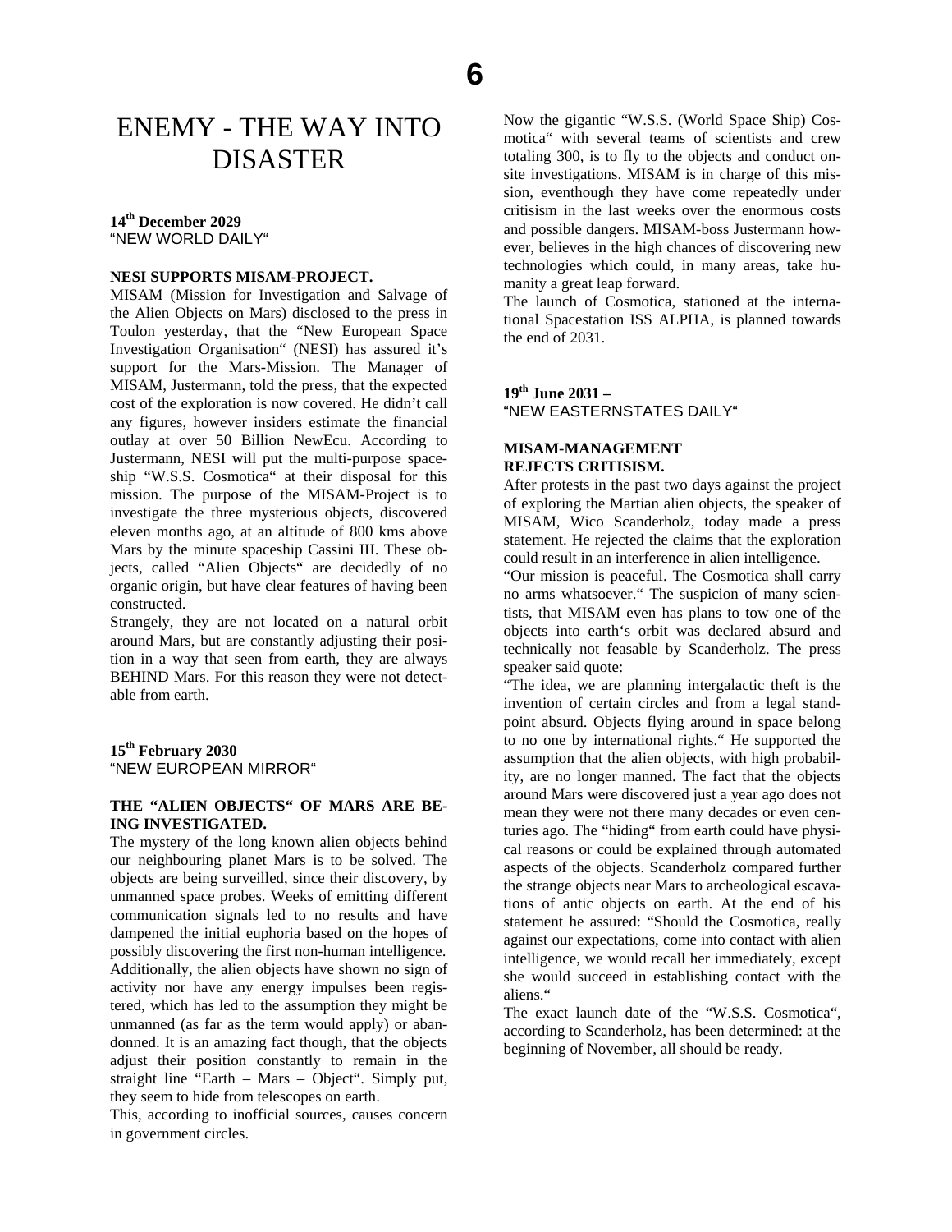# ENEMY - THE WAY INTO DISASTER

**14th December 2029**
"NEW WORLD DAILY"

**NESI SUPPORTS MISAM-PROJECT.**

MISAM (Mission for Investigation and Salvage of the Alien Objects on Mars) disclosed to the press in Toulon yesterday, that the "New European Space Investigation Organisation" (NESI) has assured it's support for the Mars-Mission. The Manager of MISAM, Justermann, told the press, that the expected cost of the exploration is now covered. He didn't call any figures, however insiders estimate the financial outlay at over 50 Billion NewEcu. According to Justermann, NESI will put the multi-purpose spaceship "W.S.S. Cosmotica" at their disposal for this mission. The purpose of the MISAM-Project is to investigate the three mysterious objects, discovered eleven months ago, at an altitude of 800 kms above Mars by the minute spaceship Cassini III. These objects, called "Alien Objects" are decidedly of no organic origin, but have clear features of having been constructed.

Strangely, they are not located on a natural orbit around Mars, but are constantly adjusting their position in a way that seen from earth, they are always BEHIND Mars. For this reason they were not detectable from earth.

**15th February 2030**
"NEW EUROPEAN MIRROR"

**THE "ALIEN OBJECTS" OF MARS ARE BEING INVESTIGATED.**

The mystery of the long known alien objects behind our neighbouring planet Mars is to be solved. The objects are being surveilled, since their discovery, by unmanned space probes. Weeks of emitting different communication signals led to no results and have dampened the initial euphoria based on the hopes of possibly discovering the first non-human intelligence.

Additionally, the alien objects have shown no sign of activity nor have any energy impulses been registered, which has led to the assumption they might be unmanned (as far as the term would apply) or abandonned. It is an amazing fact though, that the objects adjust their position constantly to remain in the straight line "Earth – Mars – Object". Simply put, they seem to hide from telescopes on earth.

This, according to inofficial sources, causes concern in government circles.

Now the gigantic "W.S.S. (World Space Ship) Cosmotica" with several teams of scientists and crew totaling 300, is to fly to the objects and conduct onsite investigations. MISAM is in charge of this mission, eventhough they have come repeatedly under critisism in the last weeks over the enormous costs and possible dangers. MISAM-boss Justermann however, believes in the high chances of discovering new technologies which could, in many areas, take humanity a great leap forward.

The launch of Cosmotica, stationed at the international Spacestation ISS ALPHA, is planned towards the end of 2031.

**19th June 2031 –**
"NEW EASTERNSTATES DAILY"

**MISAM-MANAGEMENT REJECTS CRITISISM.**

After protests in the past two days against the project of exploring the Martian alien objects, the speaker of MISAM, Wico Scanderholz, today made a press statement. He rejected the claims that the exploration could result in an interference in alien intelligence.

"Our mission is peaceful. The Cosmotica shall carry no arms whatsoever." The suspicion of many scientists, that MISAM even has plans to tow one of the objects into earth's orbit was declared absurd and technically not feasable by Scanderholz. The press speaker said quote:

"The idea, we are planning intergalactic theft is the invention of certain circles and from a legal standpoint absurd. Objects flying around in space belong to no one by international rights." He supported the assumption that the alien objects, with high probability, are no longer manned. The fact that the objects around Mars were discovered just a year ago does not mean they were not there many decades or even centuries ago. The "hiding" from earth could have physical reasons or could be explained through automated aspects of the objects. Scanderholz compared further the strange objects near Mars to archeological escavations of antic objects on earth. At the end of his statement he assured: "Should the Cosmotica, really against our expectations, come into contact with alien intelligence, we would recall her immediately, except she would succeed in establishing contact with the aliens."

The exact launch date of the "W.S.S. Cosmotica", according to Scanderholz, has been determined: at the beginning of November, all should be ready.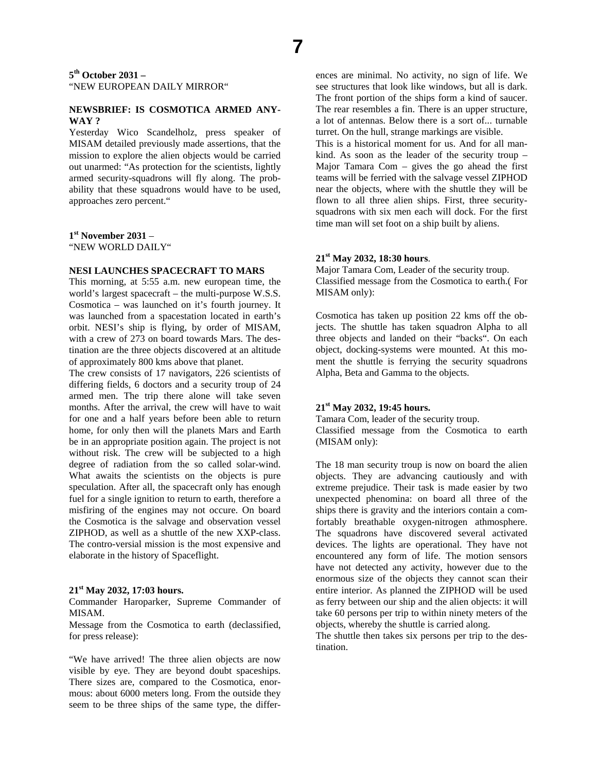**5th October 2031 –**
"NEW EUROPEAN DAILY MIRROR"

**NEWSBRIEF: IS COSMOTICA ARMED ANY-WAY ?**

Yesterday Wico Scandelholz, press speaker of MISAM detailed previously made assertions, that the mission to explore the alien objects would be carried out unarmed: "As protection for the scientists, lightly armed security-squadrons will fly along. The probability that these squadrons would have to be used, approaches zero percent."

**1st November 2031** –
"NEW WORLD DAILY"

**NESI LAUNCHES SPACECRAFT TO MARS**

This morning, at 5:55 a.m. new european time, the world's largest spacecraft – the multi-purpose W.S.S. Cosmotica – was launched on it's fourth journey. It was launched from a spacestation located in earth's orbit. NESI's ship is flying, by order of MISAM, with a crew of 273 on board towards Mars. The destination are the three objects discovered at an altitude of approximately 800 kms above that planet.

The crew consists of 17 navigators, 226 scientists of differing fields, 6 doctors and a security troup of 24 armed men. The trip there alone will take seven months. After the arrival, the crew will have to wait for one and a half years before been able to return home, for only then will the planets Mars and Earth be in an appropriate position again. The project is not without risk. The crew will be subjected to a high degree of radiation from the so called solar-wind. What awaits the scientists on the objects is pure speculation. After all, the spacecraft only has enough fuel for a single ignition to return to earth, therefore a misfiring of the engines may not occure. On board the Cosmotica is the salvage and observation vessel ZIPHOD, as well as a shuttle of the new XXP-class. The contro-versial mission is the most expensive and elaborate in the history of Spaceflight.

**21st May 2032, 17:03 hours.**

Commander Haroparker, Supreme Commander of MISAM.

Message from the Cosmotica to earth (declassified, for press release):

"We have arrived! The three alien objects are now visible by eye. They are beyond doubt spaceships. There sizes are, compared to the Cosmotica, enormous: about 6000 meters long. From the outside they seem to be three ships of the same type, the differences are minimal. No activity, no sign of life. We see structures that look like windows, but all is dark. The front portion of the ships form a kind of saucer. The rear resembles a fin. There is an upper structure, a lot of antennas. Below there is a sort of... turnable turret. On the hull, strange markings are visible.

This is a historical moment for us. And for all mankind. As soon as the leader of the security troup – Major Tamara Com – gives the go ahead the first teams will be ferried with the salvage vessel ZIPHOD near the objects, where with the shuttle they will be flown to all three alien ships. First, three security-squadrons with six men each will dock. For the first time man will set foot on a ship built by aliens.

**21st May 2032, 18:30 hours**.

Major Tamara Com, Leader of the security troup.

Classified message from the Cosmotica to earth.( For MISAM only):

Cosmotica has taken up position 22 kms off the objects. The shuttle has taken squadron Alpha to all three objects and landed on their "backs". On each object, docking-systems were mounted. At this moment the shuttle is ferrying the security squadrons Alpha, Beta and Gamma to the objects.

**21st May 2032, 19:45 hours.**

Tamara Com, leader of the security troup.

Classified message from the Cosmotica to earth (MISAM only):

The 18 man security troup is now on board the alien objects. They are advancing cautiously and with extreme prejudice. Their task is made easier by two unexpected phenomina: on board all three of the ships there is gravity and the interiors contain a comfortably breathable oxygen-nitrogen athmosphere. The squadrons have discovered several activated devices. The lights are operational. They have not encountered any form of life. The motion sensors have not detected any activity, however due to the enormous size of the objects they cannot scan their entire interior. As planned the ZIPHOD will be used as ferry between our ship and the alien objects: it will take 60 persons per trip to within ninety meters of the objects, whereby the shuttle is carried along.

The shuttle then takes six persons per trip to the destination.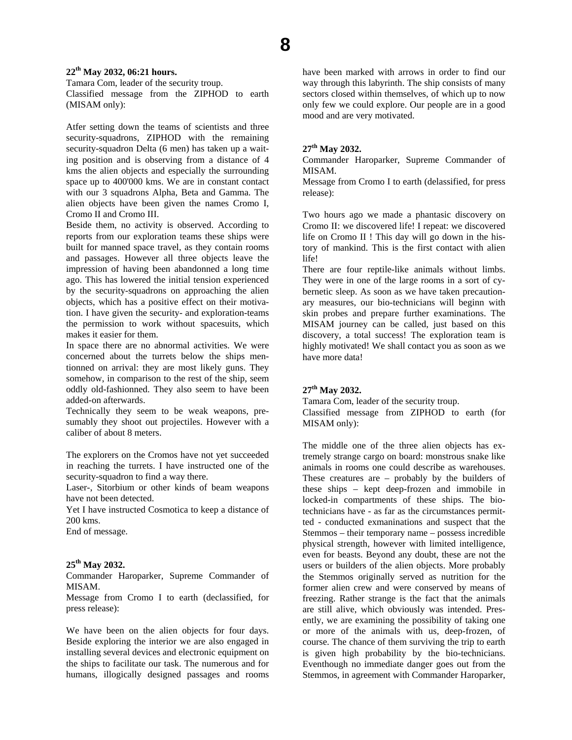**22th May 2032, 06:21 hours.**

Tamara Com, leader of the security troup.

Classified message from the ZIPHOD to earth (MISAM only):

Atfer setting down the teams of scientists and three security-squadrons, ZIPHOD with the remaining security-squadron Delta (6 men) has taken up a waiting position and is observing from a distance of 4 kms the alien objects and especially the surrounding space up to 400'000 kms. We are in constant contact with our 3 squadrons Alpha, Beta and Gamma. The alien objects have been given the names Cromo I, Cromo II and Cromo III.

Beside them, no activity is observed. According to reports from our exploration teams these ships were built for manned space travel, as they contain rooms and passages. However all three objects leave the impression of having been abandonned a long time ago. This has lowered the initial tension experienced by the security-squadrons on approaching the alien objects, which has a positive effect on their motivation. I have given the security- and exploration-teams the permission to work without spacesuits, which makes it easier for them.

In space there are no abnormal activities. We were concerned about the turrets below the ships mentionned on arrival: they are most likely guns. They somehow, in comparison to the rest of the ship, seem oddly old-fashionned. They also seem to have been added-on afterwards.

Technically they seem to be weak weapons, presumably they shoot out projectiles. However with a caliber of about 8 meters.

The explorers on the Cromos have not yet succeeded in reaching the turrets. I have instructed one of the security-squadron to find a way there.

Laser-, Sitorbium or other kinds of beam weapons have not been detected.

Yet I have instructed Cosmotica to keep a distance of 200 kms.

End of message.

**25th May 2032.**

Commander Haroparker, Supreme Commander of MISAM.

Message from Cromo I to earth (declassified, for press release):

We have been on the alien objects for four days. Beside exploring the interior we are also engaged in installing several devices and electronic equipment on the ships to facilitate our task. The numerous and for humans, illogically designed passages and rooms have been marked with arrows in order to find our way through this labyrinth. The ship consists of many sectors closed within themselves, of which up to now only few we could explore. Our people are in a good mood and are very motivated.

**27th May 2032.**

Commander Haroparker, Supreme Commander of MISAM.

Message from Cromo I to earth (delassified, for press release):

Two hours ago we made a phantasic discovery on Cromo II: we discovered life! I repeat: we discovered life on Cromo II ! This day will go down in the history of mankind. This is the first contact with alien life!

There are four reptile-like animals without limbs. They were in one of the large rooms in a sort of cybernetic sleep. As soon as we have taken precautionary measures, our bio-technicians will beginn with skin probes and prepare further examinations. The MISAM journey can be called, just based on this discovery, a total success! The exploration team is highly motivated! We shall contact you as soon as we have more data!

**27th May 2032.**

Tamara Com, leader of the security troup.

Classified message from ZIPHOD to earth (for MISAM only):

The middle one of the three alien objects has extremely strange cargo on board: monstrous snake like animals in rooms one could describe as warehouses. These creatures are – probably by the builders of these ships – kept deep-frozen and immobile in locked-in compartments of these ships. The bio-technicians have - as far as the circumstances permitted - conducted exmaninations and suspect that the Stemmos – their temporary name – possess incredible physical strength, however with limited intelligence, even for beasts. Beyond any doubt, these are not the users or builders of the alien objects. More probably the Stemmos originally served as nutrition for the former alien crew and were conserved by means of freezing. Rather strange is the fact that the animals are still alive, which obviously was intended. Presently, we are examining the possibility of taking one or more of the animals with us, deep-frozen, of course. The chance of them surviving the trip to earth is given high probability by the bio-technicians. Eventhough no immediate danger goes out from the Stemmos, in agreement with Commander Haroparker,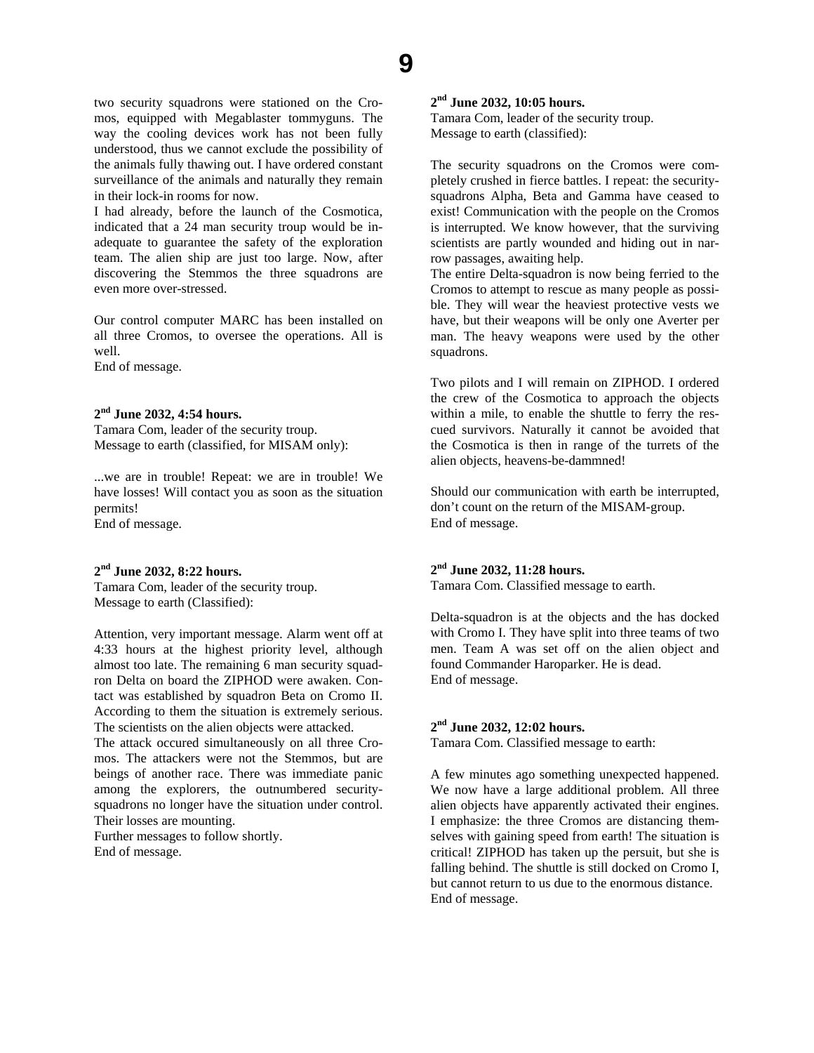two security squadrons were stationed on the Cromos, equipped with Megablaster tommyguns. The way the cooling devices work has not been fully understood, thus we cannot exclude the possibility of the animals fully thawing out. I have ordered constant surveillance of the animals and naturally they remain in their lock-in rooms for now.

I had already, before the launch of the Cosmotica, indicated that a 24 man security troup would be inadequate to guarantee the safety of the exploration team. The alien ship are just too large. Now, after discovering the Stemmos the three squadrons are even more over-stressed.

Our control computer MARC has been installed on all three Cromos, to oversee the operations. All is well.
End of message.

**2nd June 2032, 4:54 hours.**
Tamara Com, leader of the security troup.
Message to earth (classified, for MISAM only):

...we are in trouble! Repeat: we are in trouble! We have losses! Will contact you as soon as the situation permits!
End of message.

**2nd June 2032, 8:22 hours.**
Tamara Com, leader of the security troup.
Message to earth (Classified):

Attention, very important message. Alarm went off at 4:33 hours at the highest priority level, although almost too late. The remaining 6 man security squadron Delta on board the ZIPHOD were awaken. Contact was established by squadron Beta on Cromo II. According to them the situation is extremely serious. The scientists on the alien objects were attacked.

The attack occured simultaneously on all three Cromos. The attackers were not the Stemmos, but are beings of another race. There was immediate panic among the explorers, the outnumbered security-squadrons no longer have the situation under control. Their losses are mounting.
Further messages to follow shortly.
End of message.

**2nd June 2032, 10:05 hours.**
Tamara Com, leader of the security troup.
Message to earth (classified):

The security squadrons on the Cromos were completely crushed in fierce battles. I repeat: the security-squadrons Alpha, Beta and Gamma have ceased to exist! Communication with the people on the Cromos is interrupted. We know however, that the surviving scientists are partly wounded and hiding out in narrow passages, awaiting help.

The entire Delta-squadron is now being ferried to the Cromos to attempt to rescue as many people as possible. They will wear the heaviest protective vests we have, but their weapons will be only one Averter per man. The heavy weapons were used by the other squadrons.

Two pilots and I will remain on ZIPHOD. I ordered the crew of the Cosmotica to approach the objects within a mile, to enable the shuttle to ferry the rescued survivors. Naturally it cannot be avoided that the Cosmotica is then in range of the turrets of the alien objects, heavens-be-dammned!

Should our communication with earth be interrupted, don't count on the return of the MISAM-group.
End of message.

**2nd June 2032, 11:28 hours.**
Tamara Com. Classified message to earth.

Delta-squadron is at the objects and the has docked with Cromo I. They have split into three teams of two men. Team A was set off on the alien object and found Commander Haroparker. He is dead.
End of message.

**2nd June 2032, 12:02 hours.**
Tamara Com. Classified message to earth:

A few minutes ago something unexpected happened. We now have a large additional problem. All three alien objects have apparently activated their engines. I emphasize: the three Cromos are distancing themselves with gaining speed from earth! The situation is critical! ZIPHOD has taken up the persuit, but she is falling behind. The shuttle is still docked on Cromo I, but cannot return to us due to the enormous distance.
End of message.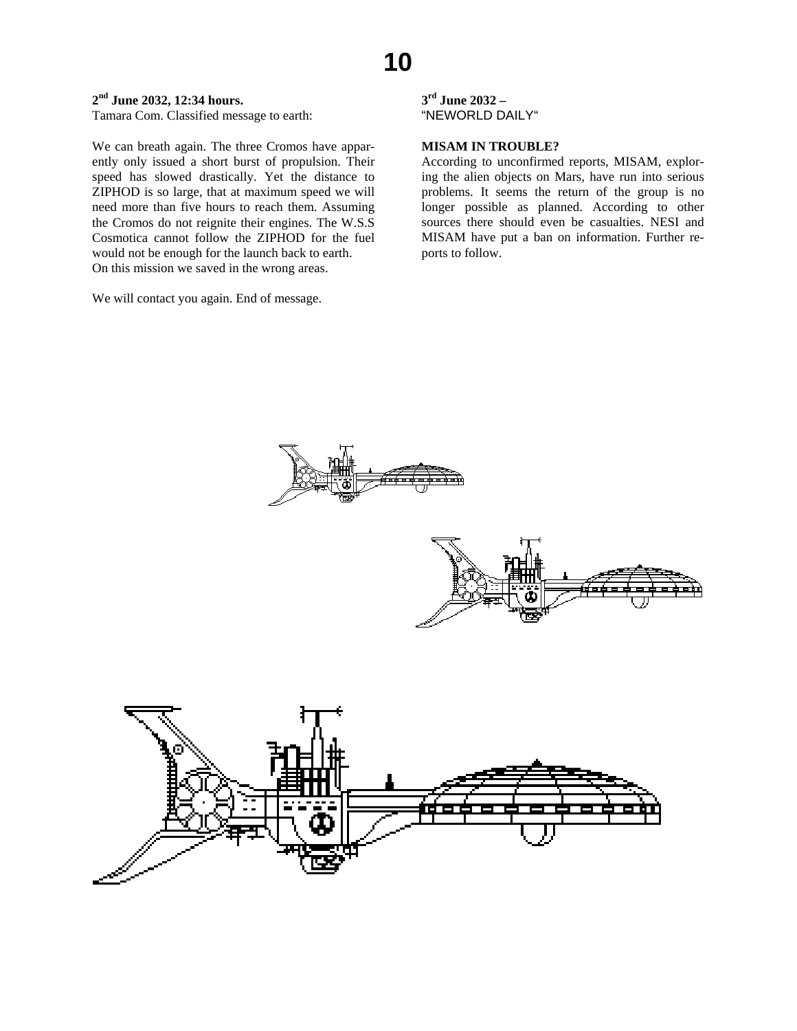**2nd June 2032, 12:34 hours.**
Tamara Com. Classified message to earth:

We can breath again. The three Cromos have apparently only issued a short burst of propulsion. Their speed has slowed drastically. Yet the distance to ZIPHOD is so large, that at maximum speed we will need more than five hours to reach them. Assuming the Cromos do not reignite their engines. The W.S.S Cosmotica cannot follow the ZIPHOD for the fuel would not be enough for the launch back to earth.
On this mission we saved in the wrong areas.

We will contact you again. End of message.

**3rd June 2032 –**
"NEWORLD DAILY"

**MISAM IN TROUBLE?**

According to unconfirmed reports, MISAM, exploring the alien objects on Mars, have run into serious problems. It seems the return of the group is no longer possible as planned. According to other sources there should even be casualties. NESI and MISAM have put a ban on information. Further reports to follow.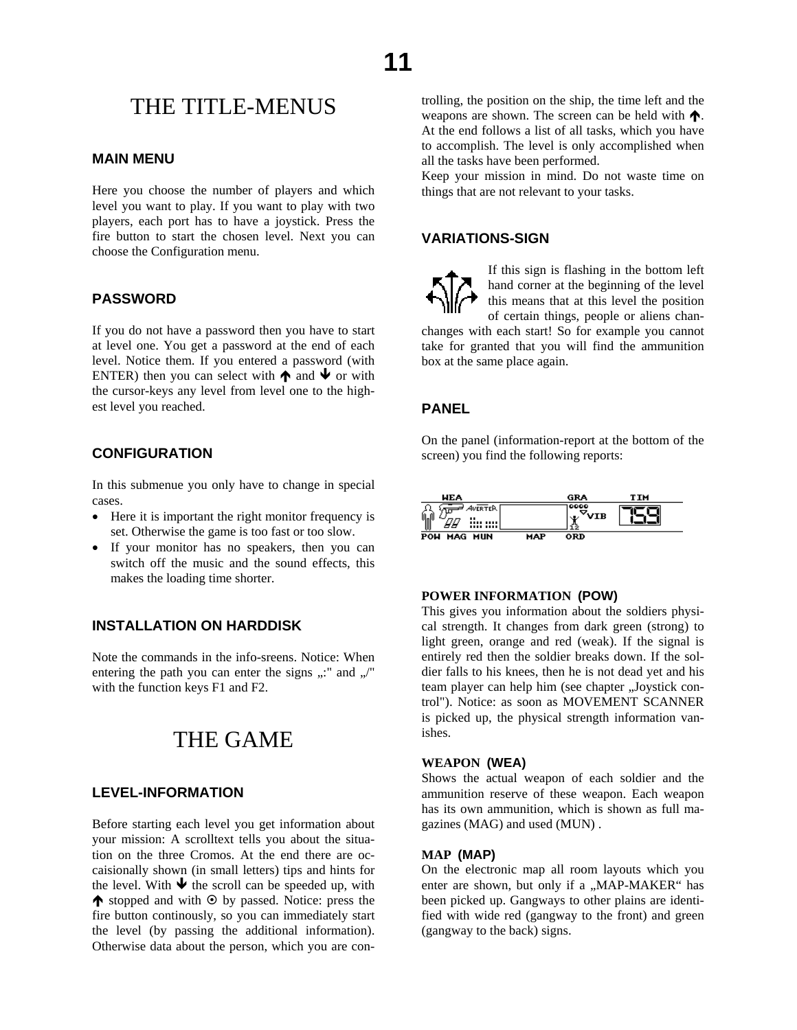# THE TITLE-MENUS

### MAIN MENU

Here you choose the number of players and which level you want to play. If you want to play with two players, each port has to have a joystick. Press the fire button to start the chosen level. Next you can choose the Configuration menu.

### PASSWORD

If you do not have a password then you have to start at level one. You get a password at the end of each level. Notice them. If you entered a password (with ENTER) then you can select with 🡅 and 🡇 or with the cursor-keys any level from level one to the highest level you reached.

### CONFIGURATION

In this submenue you only have to change in special cases.

- Here it is important the right monitor frequency is set. Otherwise the game is too fast or too slow.
- If your monitor has no speakers, then you can switch off the music and the sound effects, this makes the loading time shorter.

### INSTALLATION ON HARDDISK

Note the commands in the info-sreens. Notice: When entering the path you can enter the signs „:" and „/" with the function keys F1 and F2.

# THE GAME

### LEVEL-INFORMATION

Before starting each level you get information about your mission: A scrolltext tells you about the situation on the three Cromos. At the end there are occaisionally shown (in small letters) tips and hints for the level. With 🡇 the scroll can be speeded up, with 🡅 stopped and with ⊙ by passed. Notice: press the fire button continously, so you can immediately start the level (by passing the additional information). Otherwise data about the person, which you are controlling, the position on the ship, the time left and the weapons are shown. The screen can be held with 🡅. At the end follows a list of all tasks, which you have to accomplish. The level is only accomplished when all the tasks have been performed.

Keep your mission in mind. Do not waste time on things that are not relevant to your tasks.

### VARIATIONS-SIGN

If this sign is flashing in the bottom left hand corner at the beginning of the level this means that at this level the position of certain things, people or aliens changes with each start! So for example you cannot take for granted that you will find the ammunition box at the same place again.

### PANEL

On the panel (information-report at the bottom of the screen) you find the following reports:

#### POWER INFORMATION (POW)

This gives you information about the soldiers physical strength. It changes from dark green (strong) to light green, orange and red (weak). If the signal is entirely red then the soldier breaks down. If the soldier falls to his knees, then he is not dead yet and his team player can help him (see chapter „Joystick control"). Notice: as soon as MOVEMENT SCANNER is picked up, the physical strength information vanishes.

#### WEAPON (WEA)

Shows the actual weapon of each soldier and the ammunition reserve of these weapon. Each weapon has its own ammunition, which is shown as full magazines (MAG) and used (MUN) .

#### MAP (MAP)

On the electronic map all room layouts which you enter are shown, but only if a „MAP-MAKER“ has been picked up. Gangways to other plains are identified with wide red (gangway to the front) and green (gangway to the back) signs.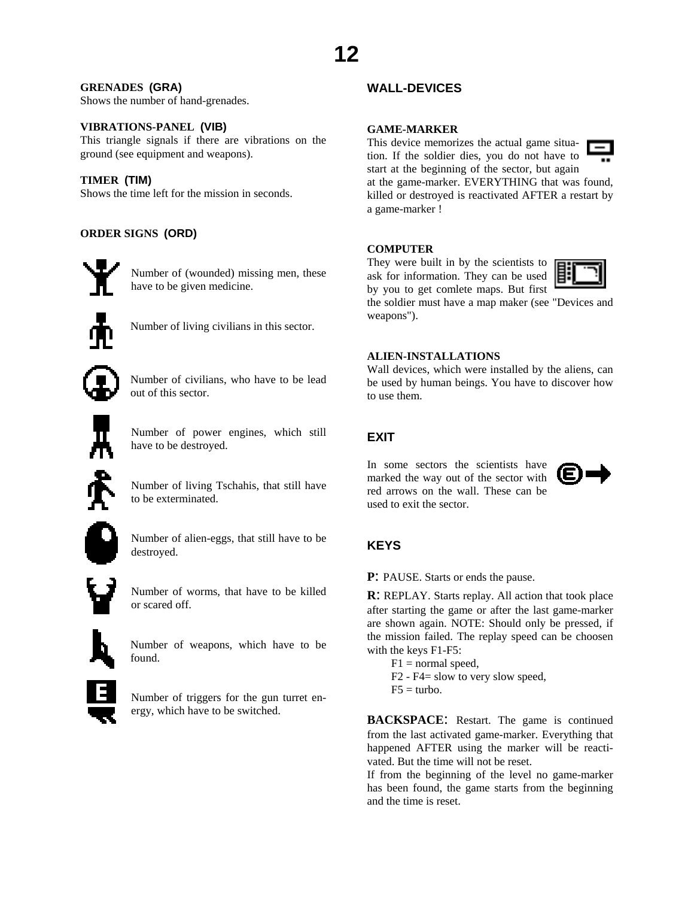**GRENADES (GRA)**
Shows the number of hand-grenades.

**VIBRATIONS-PANEL (VIB)**
This triangle signals if there are vibrations on the ground (see equipment and weapons).

**TIMER (TIM)**
Shows the time left for the mission in seconds.

**ORDER SIGNS (ORD)**

Number of (wounded) missing men, these have to be given medicine.

Number of living civilians in this sector.

Number of civilians, who have to be lead out of this sector.

Number of power engines, which still have to be destroyed.

Number of living Tschahis, that still have to be exterminated.

Number of alien-eggs, that still have to be destroyed.

Number of worms, that have to be killed or scared off.

Number of weapons, which have to be found.

Number of triggers for the gun turret energy, which have to be switched.

## WALL-DEVICES

**GAME-MARKER**
This device memorizes the actual game situation. If the soldier dies, you do not have to start at the beginning of the sector, but again at the game-marker. EVERYTHING that was found, killed or destroyed is reactivated AFTER a restart by a game-marker !

**COMPUTER**
They were built in by the scientists to ask for information. They can be used by you to get comlete maps. But first the soldier must have a map maker (see "Devices and weapons").

**ALIEN-INSTALLATIONS**
Wall devices, which were installed by the aliens, can be used by human beings. You have to discover how to use them.

## EXIT

In some sectors the scientists have marked the way out of the sector with red arrows on the wall. These can be used to exit the sector.

## KEYS

**P**: PAUSE. Starts or ends the pause.

**R**: REPLAY. Starts replay. All action that took place after starting the game or after the last game-marker are shown again. NOTE: Should only be pressed, if the mission failed. The replay speed can be choosen with the keys F1-F5:

F1 = normal speed,
F2 - F4= slow to very slow speed,
F5 = turbo.

**BACKSPACE**: Restart. The game is continued from the last activated game-marker. Everything that happened AFTER using the marker will be reactivated. But the time will not be reset.
If from the beginning of the level no game-marker has been found, the game starts from the beginning and the time is reset.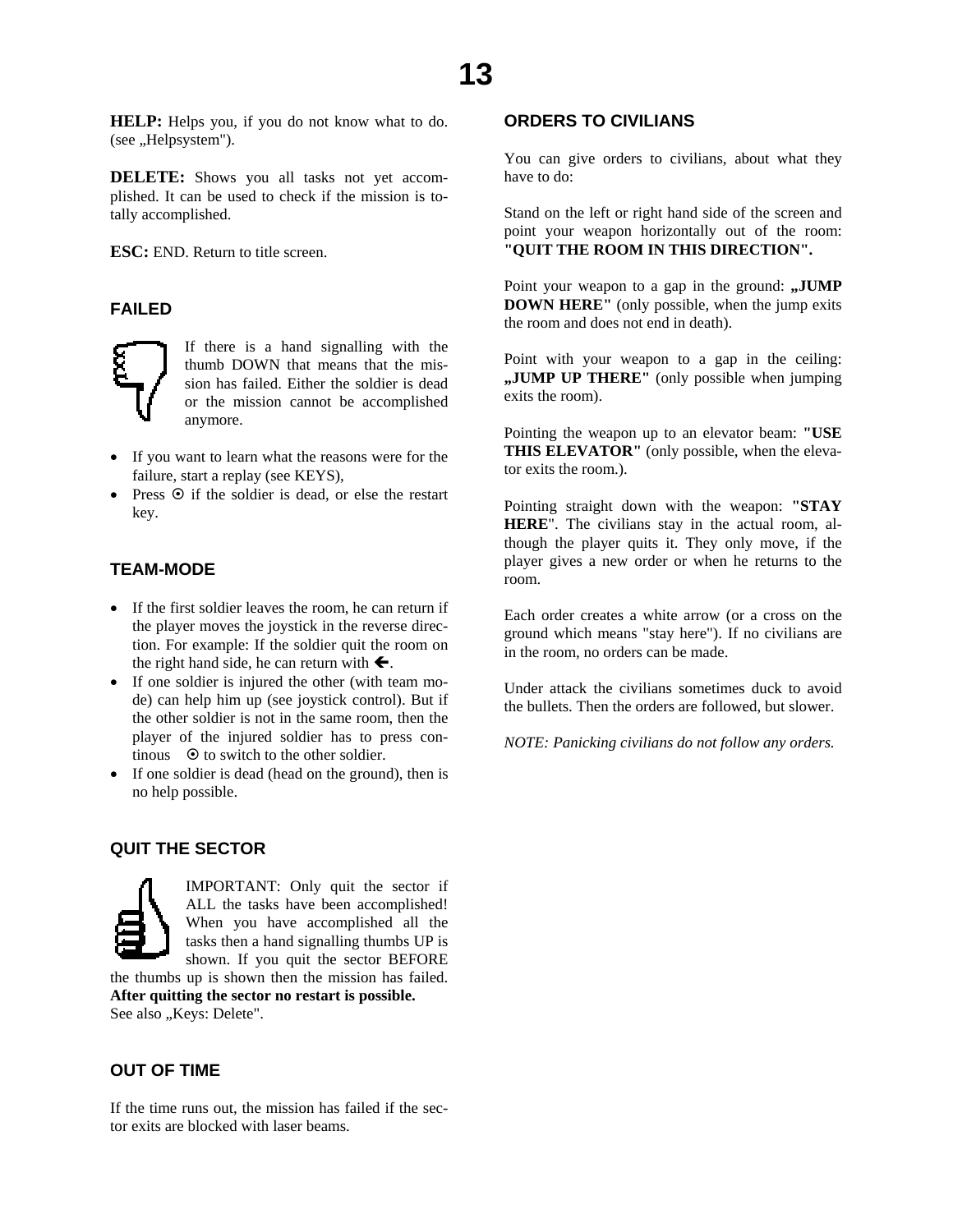**HELP:** Helps you, if you do not know what to do. (see „Helpsystem").

**DELETE:** Shows you all tasks not yet accomplished. It can be used to check if the mission is totally accomplished.

**ESC:** END. Return to title screen.

### FAILED

If there is a hand signalling with the thumb DOWN that means that the mission has failed. Either the soldier is dead or the mission cannot be accomplished anymore.

- If you want to learn what the reasons were for the failure, start a replay (see KEYS),
- Press ⊙ if the soldier is dead, or else the restart key.

### TEAM-MODE

- If the first soldier leaves the room, he can return if the player moves the joystick in the reverse direction. For example: If the soldier quit the room on the right hand side, he can return with 🡐.
- If one soldier is injured the other (with team mode) can help him up (see joystick control). But if the other soldier is not in the same room, then the player of the injured soldier has to press continous ⊙ to switch to the other soldier.
- If one soldier is dead (head on the ground), then is no help possible.

### QUIT THE SECTOR

IMPORTANT: Only quit the sector if ALL the tasks have been accomplished! When you have accomplished all the tasks then a hand signalling thumbs UP is shown. If you quit the sector BEFORE the thumbs up is shown then the mission has failed. **After quitting the sector no restart is possible.** See also „Keys: Delete".

### OUT OF TIME

If the time runs out, the mission has failed if the sector exits are blocked with laser beams.

### ORDERS TO CIVILIANS

You can give orders to civilians, about what they have to do:

Stand on the left or right hand side of the screen and point your weapon horizontally out of the room: **"QUIT THE ROOM IN THIS DIRECTION".**

Point your weapon to a gap in the ground: **„JUMP DOWN HERE"** (only possible, when the jump exits the room and does not end in death).

Point with your weapon to a gap in the ceiling: **„JUMP UP THERE"** (only possible when jumping exits the room).

Pointing the weapon up to an elevator beam: **"USE THIS ELEVATOR"** (only possible, when the elevator exits the room.).

Pointing straight down with the weapon: **"STAY HERE**". The civilians stay in the actual room, although the player quits it. They only move, if the player gives a new order or when he returns to the room.

Each order creates a white arrow (or a cross on the ground which means "stay here"). If no civilians are in the room, no orders can be made.

Under attack the civilians sometimes duck to avoid the bullets. Then the orders are followed, but slower.

*NOTE: Panicking civilians do not follow any orders.*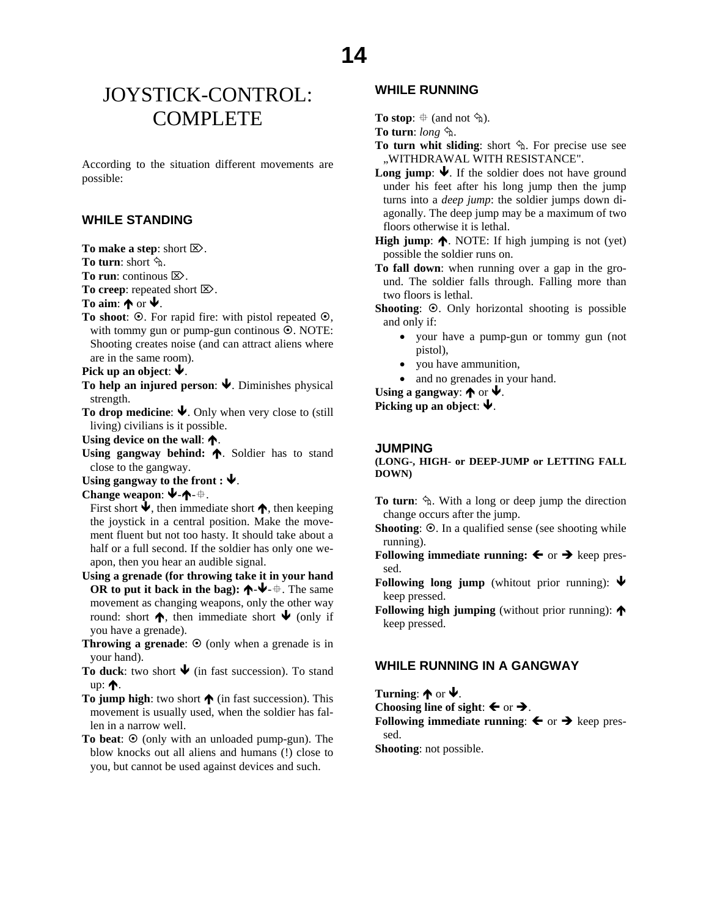# JOYSTICK-CONTROL: COMPLETE

According to the situation different movements are possible:

### WHILE STANDING

**To make a step**: short ⌦.
**To turn**: short ⬁.
**To run**: continous ⌦.
**To creep**: repeated short ⌦.
**To aim**: 🡅 or 🡇.
**To shoot**: ⊙. For rapid fire: with pistol repeated ⊙, with tommy gun or pump-gun continous ⊙. NOTE: Shooting creates noise (and can attract aliens where are in the same room).
**Pick up an object**: 🡇.
**To help an injured person**: 🡇. Diminishes physical strength.
**To drop medicine**: 🡇. Only when very close to (still living) civilians is it possible.
**Using device on the wall**: 🡅.
**Using gangway behind:** 🡅. Soldier has to stand close to the gangway.
**Using gangway to the front :** 🡇.
**Change weapon**: 🡇-🡅-⌖.
First short 🡇, then immediate short 🡅, then keeping the joystick in a central position. Make the movement fluent but not too hasty. It should take about a half or a full second. If the soldier has only one weapon, then you hear an audible signal.
**Using a grenade (for throwing take it in your hand OR to put it back in the bag):** 🡅-🡇-⌖. The same movement as changing weapons, only the other way round: short 🡅, then immediate short 🡇 (only if you have a grenade).
**Throwing a grenade**: ⊙ (only when a grenade is in your hand).
**To duck**: two short 🡇 (in fast succession). To stand up: 🡅.
**To jump high**: two short 🡅 (in fast succession). This movement is usually used, when the soldier has fallen in a narrow well.
**To beat**: ⊙ (only with an unloaded pump-gun). The blow knocks out all aliens and humans (!) close to you, but cannot be used against devices and such.

### WHILE RUNNING

**To stop**: ⌖ (and not ⬁).
**To turn**: *long* ⬁.
**To turn whit sliding**: short ⬁. For precise use see „WITHDRAWAL WITH RESISTANCE".
**Long jump**: 🡇. If the soldier does not have ground under his feet after his long jump then the jump turns into a *deep jump*: the soldier jumps down diagonally. The deep jump may be a maximum of two floors otherwise it is lethal.
**High jump**: 🡅. NOTE: If high jumping is not (yet) possible the soldier runs on.
**To fall down**: when running over a gap in the ground. The soldier falls through. Falling more than two floors is lethal.
**Shooting**: ⊙. Only horizontal shooting is possible and only if:

- your have a pump-gun or tommy gun (not pistol),
- you have ammunition,
- and no grenades in your hand.

**Using a gangway**: 🡅 or 🡇.
**Picking up an object**: 🡇.

### JUMPING

**(LONG-, HIGH- or DEEP-JUMP or LETTING FALL DOWN)**

**To turn**: ⬁. With a long or deep jump the direction change occurs after the jump.
**Shooting**: ⊙. In a qualified sense (see shooting while running).
**Following immediate running:** 🡄 or 🡆 keep pressed.
**Following long jump** (whitout prior running): 🡇 keep pressed.
**Following high jumping** (without prior running): 🡅 keep pressed.

### WHILE RUNNING IN A GANGWAY

**Turning**: 🡅 or 🡇.
**Choosing line of sight**: 🡄 or 🡆.
**Following immediate running**: 🡄 or 🡆 keep pressed.
**Shooting**: not possible.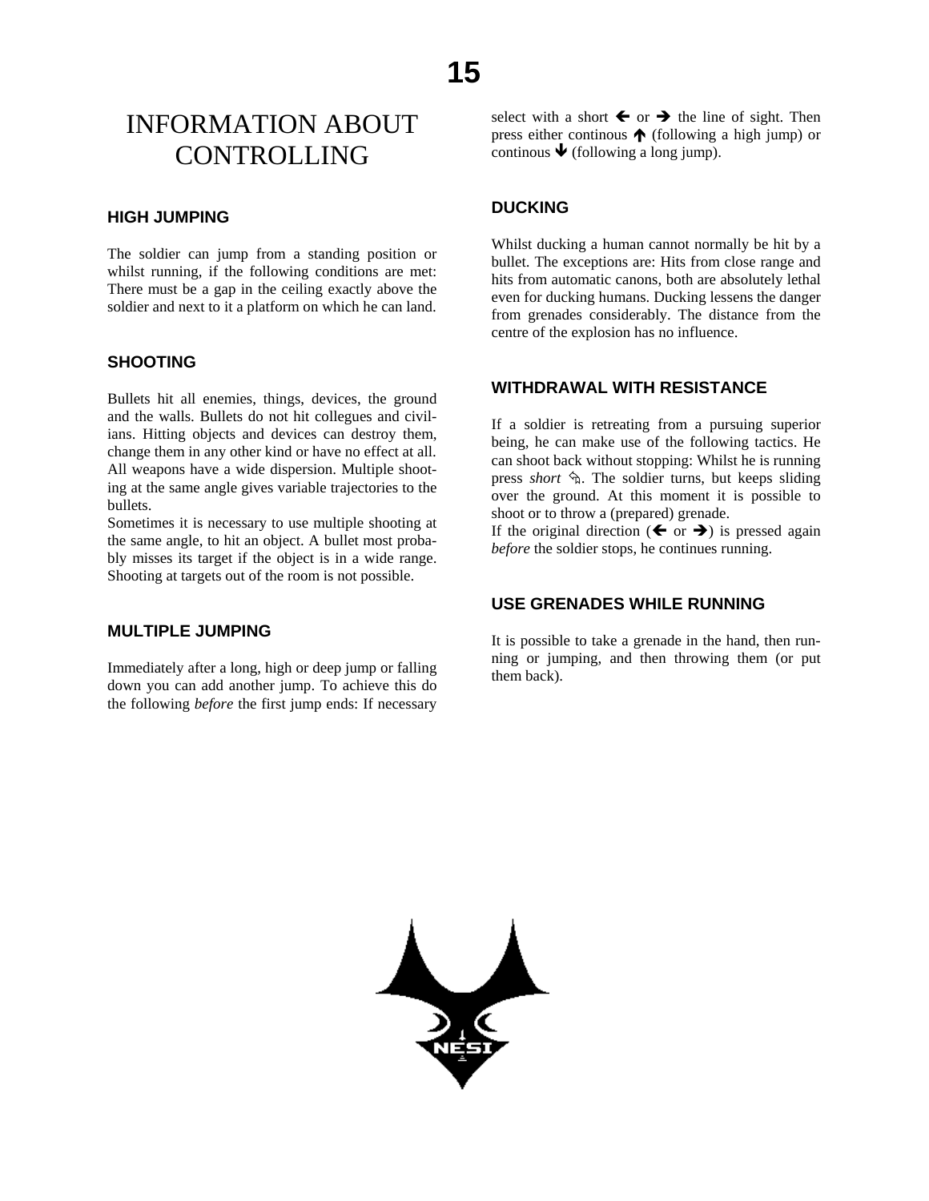# INFORMATION ABOUT CONTROLLING

## HIGH JUMPING

The soldier can jump from a standing position or whilst running, if the following conditions are met: There must be a gap in the ceiling exactly above the soldier and next to it a platform on which he can land.

## SHOOTING

Bullets hit all enemies, things, devices, the ground and the walls. Bullets do not hit collegues and civilians. Hitting objects and devices can destroy them, change them in any other kind or have no effect at all. All weapons have a wide dispersion. Multiple shooting at the same angle gives variable trajectories to the bullets.

Sometimes it is necessary to use multiple shooting at the same angle, to hit an object. A bullet most probably misses its target if the object is in a wide range. Shooting at targets out of the room is not possible.

## MULTIPLE JUMPING

Immediately after a long, high or deep jump or falling down you can add another jump. To achieve this do the following *before* the first jump ends: If necessary select with a short 🡐 or 🡒 the line of sight. Then press either continous 🡑 (following a high jump) or continous 🡓 (following a long jump).

## DUCKING

Whilst ducking a human cannot normally be hit by a bullet. The exceptions are: Hits from close range and hits from automatic canons, both are absolutely lethal even for ducking humans. Ducking lessens the danger from grenades considerably. The distance from the centre of the explosion has no influence.

## WITHDRAWAL WITH RESISTANCE

If a soldier is retreating from a pursuing superior being, he can make use of the following tactics. He can shoot back without stopping: Whilst he is running press *short* ⬁. The soldier turns, but keeps sliding over the ground. At this moment it is possible to shoot or to throw a (prepared) grenade.

If the original direction (🡐 or 🡒) is pressed again *before* the soldier stops, he continues running.

## USE GRENADES WHILE RUNNING

It is possible to take a grenade in the hand, then running or jumping, and then throwing them (or put them back).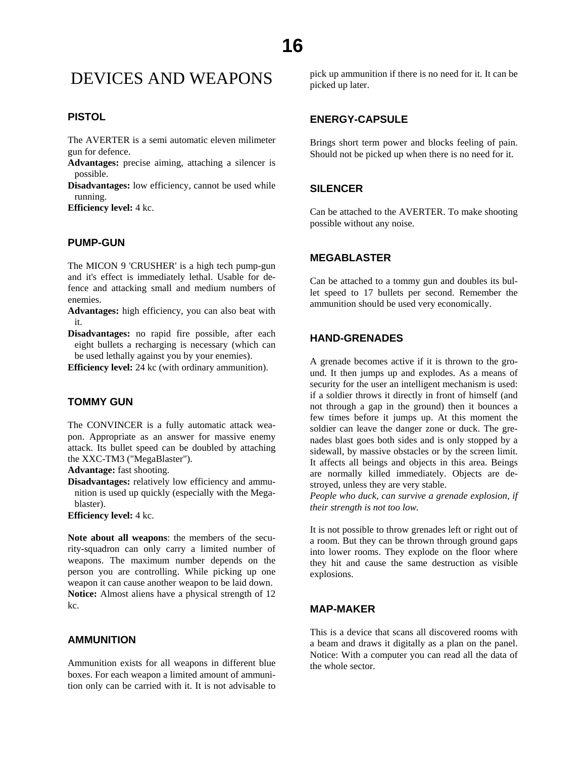# DEVICES AND WEAPONS

## PISTOL

The AVERTER is a semi automatic eleven milimeter gun for defence.

**Advantages:** precise aiming, attaching a silencer is possible.

**Disadvantages:** low efficiency, cannot be used while running.

**Efficiency level:** 4 kc.

## PUMP-GUN

The MICON 9 'CRUSHER' is a high tech pump-gun and it's effect is immediately lethal. Usable for defence and attacking small and medium numbers of enemies.

**Advantages:** high efficiency, you can also beat with it.

**Disadvantages:** no rapid fire possible, after each eight bullets a recharging is necessary (which can be used lethally against you by your enemies).

**Efficiency level:** 24 kc (with ordinary ammunition).

## TOMMY GUN

The CONVINCER is a fully automatic attack weapon. Appropriate as an answer for massive enemy attack. Its bullet speed can be doubled by attaching the XXC-TM3 ("MegaBlaster").

**Advantage:** fast shooting.

**Disadvantages:** relatively low efficiency and ammunition is used up quickly (especially with the Megablaster).

**Efficiency level:** 4 kc.

**Note about all weapons**: the members of the security-squadron can only carry a limited number of weapons. The maximum number depends on the person you are controlling. While picking up one weapon it can cause another weapon to be laid down.

**Notice:** Almost aliens have a physical strength of 12 kc.

## AMMUNITION

Ammunition exists for all weapons in different blue boxes. For each weapon a limited amount of ammunition only can be carried with it. It is not advisable to pick up ammunition if there is no need for it. It can be picked up later.

## ENERGY-CAPSULE

Brings short term power and blocks feeling of pain. Should not be picked up when there is no need for it.

## SILENCER

Can be attached to the AVERTER. To make shooting possible without any noise.

## MEGABLASTER

Can be attached to a tommy gun and doubles its bullet speed to 17 bullets per second. Remember the ammunition should be used very economically.

## HAND-GRENADES

A grenade becomes active if it is thrown to the ground. It then jumps up and explodes. As a means of security for the user an intelligent mechanism is used: if a soldier throws it directly in front of himself (and not through a gap in the ground) then it bounces a few times before it jumps up. At this moment the soldier can leave the danger zone or duck. The grenades blast goes both sides and is only stopped by a sidewall, by massive obstacles or by the screen limit. It affects all beings and objects in this area. Beings are normally killed immediately. Objects are destroyed, unless they are very stable.

*People who duck, can survive a grenade explosion, if their strength is not too low.*

It is not possible to throw grenades left or right out of a room. But they can be thrown through ground gaps into lower rooms. They explode on the floor where they hit and cause the same destruction as visible explosions.

## MAP-MAKER

This is a device that scans all discovered rooms with a beam and draws it digitally as a plan on the panel. Notice: With a computer you can read all the data of the whole sector.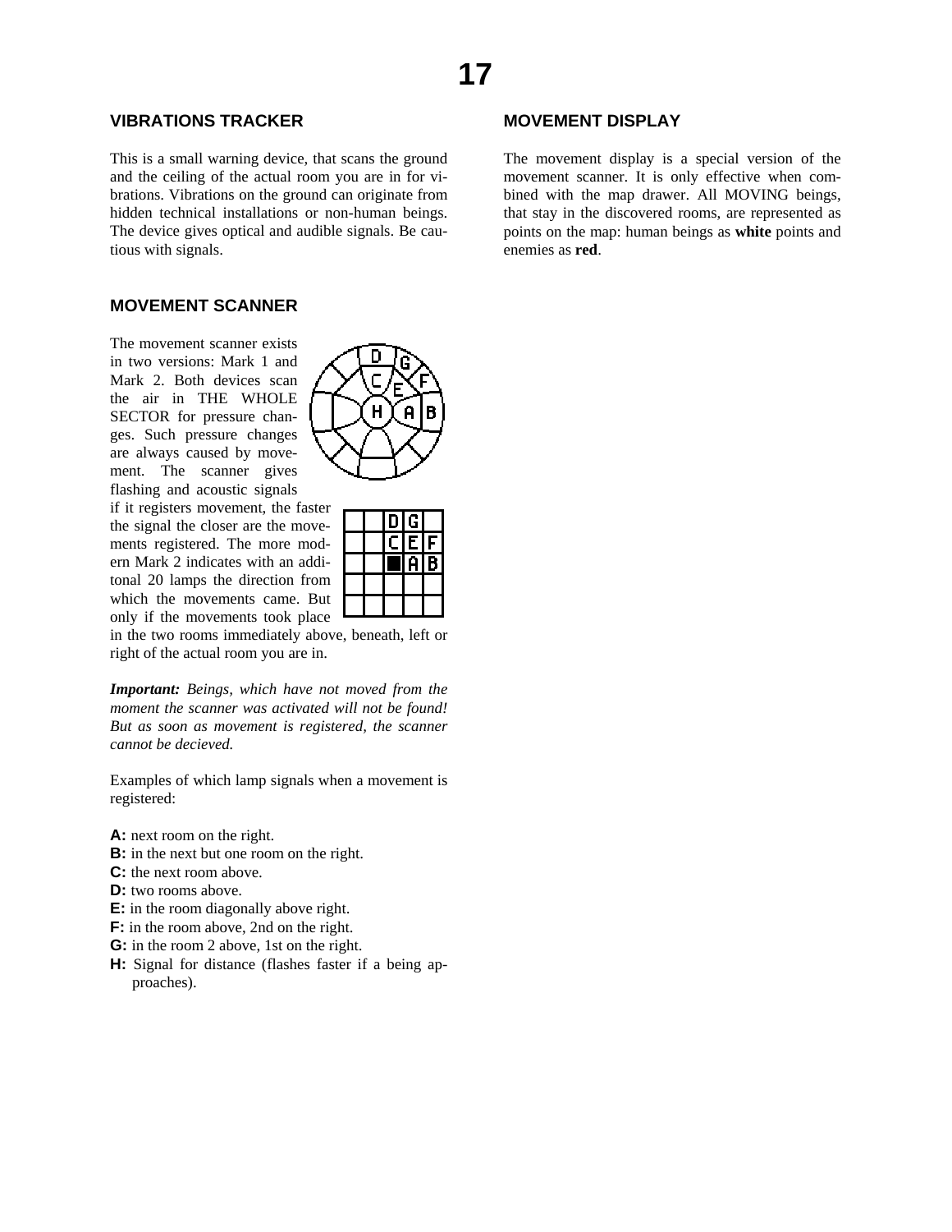## VIBRATIONS TRACKER

This is a small warning device, that scans the ground and the ceiling of the actual room you are in for vibrations. Vibrations on the ground can originate from hidden technical installations or non-human beings. The device gives optical and audible signals. Be cautious with signals.

## MOVEMENT SCANNER

The movement scanner exists in two versions: Mark 1 and Mark 2. Both devices scan the air in THE WHOLE SECTOR for pressure changes. Such pressure changes are always caused by movement. The scanner gives flashing and acoustic signals if it registers movement, the faster the signal the closer are the movements registered. The more modern Mark 2 indicates with an additonal 20 lamps the direction from which the movements came. But only if the movements took place in the two rooms immediately above, beneath, left or right of the actual room you are in.

***Important:*** *Beings, which have not moved from the moment the scanner was activated will not be found! But as soon as movement is registered, the scanner cannot be decieved.*

Examples of which lamp signals when a movement is registered:

- **A:** next room on the right.
- **B:** in the next but one room on the right.
- **C:** the next room above.
- **D:** two rooms above.
- **E:** in the room diagonally above right.
- **F:** in the room above, 2nd on the right.
- **G:** in the room 2 above, 1st on the right.
- **H:** Signal for distance (flashes faster if a being approaches).

## MOVEMENT DISPLAY

The movement display is a special version of the movement scanner. It is only effective when combined with the map drawer. All MOVING beings, that stay in the discovered rooms, are represented as points on the map: human beings as **white** points and enemies as **red**.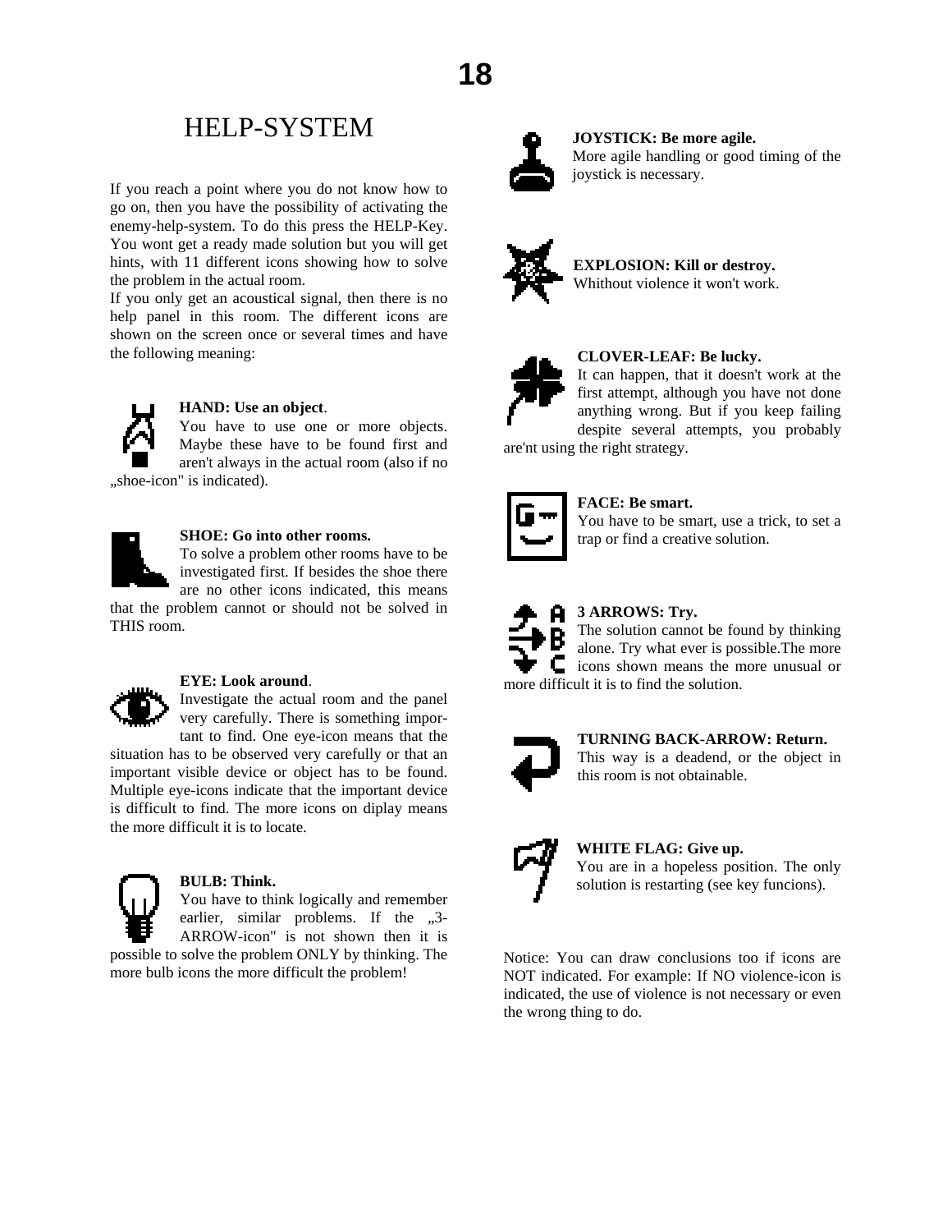# HELP-SYSTEM

If you reach a point where you do not know how to go on, then you have the possibility of activating the enemy-help-system. To do this press the HELP-Key. You wont get a ready made solution but you will get hints, with 11 different icons showing how to solve the problem in the actual room.

If you only get an acoustical signal, then there is no help panel in this room. The different icons are shown on the screen once or several times and have the following meaning:

**HAND: Use an object**.
You have to use one or more objects. Maybe these have to be found first and aren't always in the actual room (also if no „shoe-icon" is indicated).

**SHOE: Go into other rooms.**
To solve a problem other rooms have to be investigated first. If besides the shoe there are no other icons indicated, this means that the problem cannot or should not be solved in THIS room.

**EYE: Look around**.
Investigate the actual room and the panel very carefully. There is something important to find. One eye-icon means that the situation has to be observed very carefully or that an important visible device or object has to be found. Multiple eye-icons indicate that the important device is difficult to find. The more icons on diplay means the more difficult it is to locate.

**BULB: Think.**
You have to think logically and remember earlier, similar problems. If the „3-ARROW-icon" is not shown then it is possible to solve the problem ONLY by thinking. The more bulb icons the more difficult the problem!

**JOYSTICK: Be more agile.**
More agile handling or good timing of the joystick is necessary.

**EXPLOSION: Kill or destroy.**
Whithout violence it won't work.

**CLOVER-LEAF: Be lucky.**
It can happen, that it doesn't work at the first attempt, although you have not done anything wrong. But if you keep failing despite several attempts, you probably are'nt using the right strategy.

**FACE: Be smart.**
You have to be smart, use a trick, to set a trap or find a creative solution.

**3 ARROWS: Try.**
The solution cannot be found by thinking alone. Try what ever is possible.The more icons shown means the more unusual or more difficult it is to find the solution.

**TURNING BACK-ARROW: Return.**
This way is a deadend, or the object in this room is not obtainable.

**WHITE FLAG: Give up.**
You are in a hopeless position. The only solution is restarting (see key funcions).

Notice: You can draw conclusions too if icons are NOT indicated. For example: If NO violence-icon is indicated, the use of violence is not necessary or even the wrong thing to do.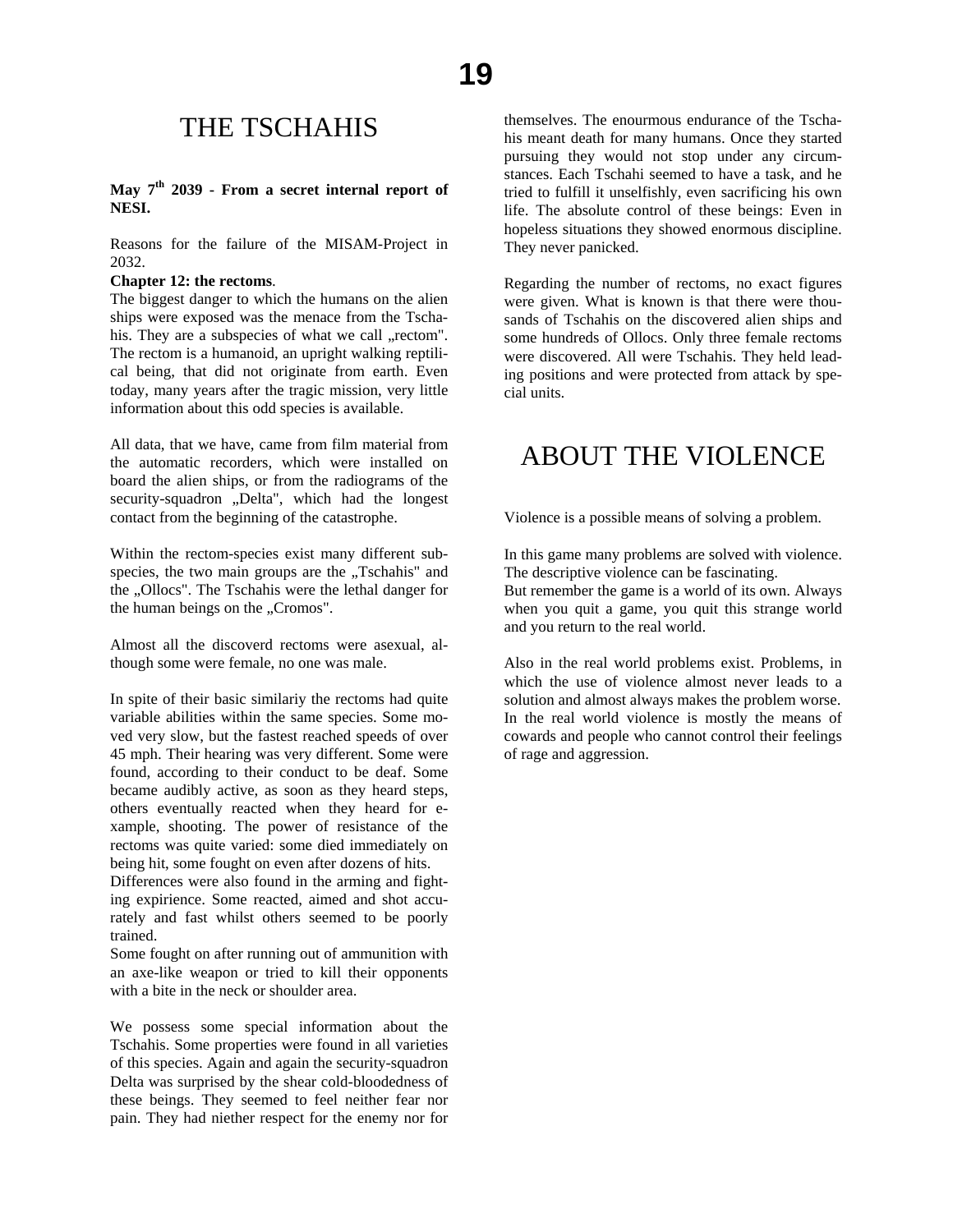# THE TSCHAHIS

**May 7th 2039 - From a secret internal report of NESI.**

Reasons for the failure of the MISAM-Project in 2032.

**Chapter 12: the rectoms**.

The biggest danger to which the humans on the alien ships were exposed was the menace from the Tschahis. They are a subspecies of what we call „rectom". The rectom is a humanoid, an upright walking reptilical being, that did not originate from earth. Even today, many years after the tragic mission, very little information about this odd species is available.

All data, that we have, came from film material from the automatic recorders, which were installed on board the alien ships, or from the radiograms of the security-squadron „Delta", which had the longest contact from the beginning of the catastrophe.

Within the rectom-species exist many different subspecies, the two main groups are the „Tschahis" and the „Ollocs". The Tschahis were the lethal danger for the human beings on the „Cromos".

Almost all the discoverd rectoms were asexual, although some were female, no one was male.

In spite of their basic similariy the rectoms had quite variable abilities within the same species. Some moved very slow, but the fastest reached speeds of over 45 mph. Their hearing was very different. Some were found, according to their conduct to be deaf. Some became audibly active, as soon as they heard steps, others eventually reacted when they heard for example, shooting. The power of resistance of the rectoms was quite varied: some died immediately on being hit, some fought on even after dozens of hits.

Differences were also found in the arming and fighting expirience. Some reacted, aimed and shot accurately and fast whilst others seemed to be poorly trained.

Some fought on after running out of ammunition with an axe-like weapon or tried to kill their opponents with a bite in the neck or shoulder area.

We possess some special information about the Tschahis. Some properties were found in all varieties of this species. Again and again the security-squadron Delta was surprised by the shear cold-bloodedness of these beings. They seemed to feel neither fear nor pain. They had niether respect for the enemy nor for themselves. The enourmous endurance of the Tschahis meant death for many humans. Once they started pursuing they would not stop under any circumstances. Each Tschahi seemed to have a task, and he tried to fulfill it unselfishly, even sacrificing his own life. The absolute control of these beings: Even in hopeless situations they showed enormous discipline. They never panicked.

Regarding the number of rectoms, no exact figures were given. What is known is that there were thousands of Tschahis on the discovered alien ships and some hundreds of Ollocs. Only three female rectoms were discovered. All were Tschahis. They held leading positions and were protected from attack by special units.

# ABOUT THE VIOLENCE

Violence is a possible means of solving a problem.

In this game many problems are solved with violence. The descriptive violence can be fascinating.

But remember the game is a world of its own. Always when you quit a game, you quit this strange world and you return to the real world.

Also in the real world problems exist. Problems, in which the use of violence almost never leads to a solution and almost always makes the problem worse. In the real world violence is mostly the means of cowards and people who cannot control their feelings of rage and aggression.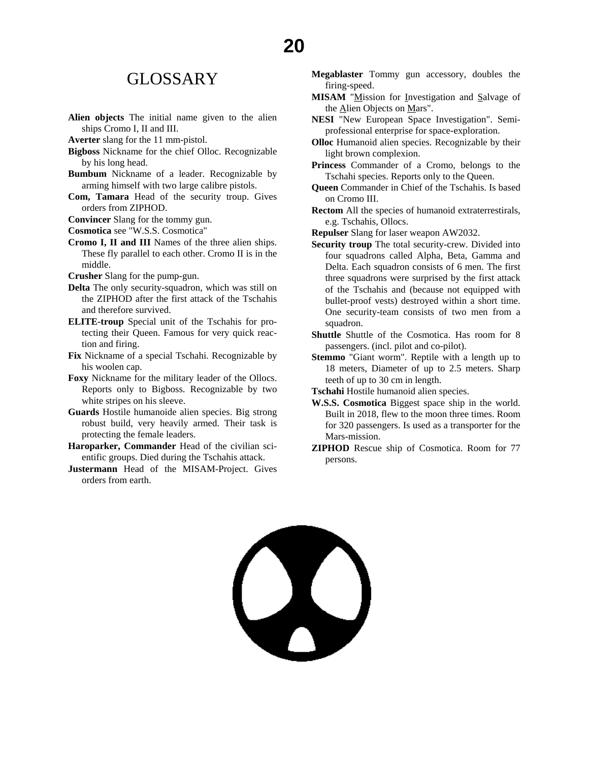# GLOSSARY

**Alien objects** The initial name given to the alien ships Cromo I, II and III.

**Averter** slang for the 11 mm-pistol.

**Bigboss** Nickname for the chief Olloc. Recognizable by his long head.

**Bumbum** Nickname of a leader. Recognizable by arming himself with two large calibre pistols.

**Com, Tamara** Head of the security troup. Gives orders from ZIPHOD.

**Convincer** Slang for the tommy gun.

**Cosmotica** see "W.S.S. Cosmotica"

**Cromo I, II and III** Names of the three alien ships. These fly parallel to each other. Cromo II is in the middle.

**Crusher** Slang for the pump-gun.

**Delta** The only security-squadron, which was still on the ZIPHOD after the first attack of the Tschahis and therefore survived.

**ELITE-troup** Special unit of the Tschahis for protecting their Queen. Famous for very quick reaction and firing.

**Fix** Nickname of a special Tschahi. Recognizable by his woolen cap.

**Foxy** Nickname for the military leader of the Ollocs. Reports only to Bigboss. Recognizable by two white stripes on his sleeve.

**Guards** Hostile humanoide alien species. Big strong robust build, very heavily armed. Their task is protecting the female leaders.

**Haroparker, Commander** Head of the civilian scientific groups. Died during the Tschahis attack.

**Justermann** Head of the MISAM-Project. Gives orders from earth.

**Megablaster** Tommy gun accessory, doubles the firing-speed.

**MISAM** "Mission for Investigation and Salvage of the Alien Objects on Mars".

**NESI** "New European Space Investigation". Semi-professional enterprise for space-exploration.

**Olloc** Humanoid alien species. Recognizable by their light brown complexion.

**Princess** Commander of a Cromo, belongs to the Tschahi species. Reports only to the Queen.

**Queen** Commander in Chief of the Tschahis. Is based on Cromo III.

**Rectom** All the species of humanoid extraterrestirals, e.g. Tschahis, Ollocs.

**Repulser** Slang for laser weapon AW2032.

**Security troup** The total security-crew. Divided into four squadrons called Alpha, Beta, Gamma and Delta. Each squadron consists of 6 men. The first three squadrons were surprised by the first attack of the Tschahis and (because not equipped with bullet-proof vests) destroyed within a short time. One security-team consists of two men from a squadron.

**Shuttle** Shuttle of the Cosmotica. Has room for 8 passengers. (incl. pilot and co-pilot).

**Stemmo** "Giant worm". Reptile with a length up to 18 meters, Diameter of up to 2.5 meters. Sharp teeth of up to 30 cm in length.

**Tschahi** Hostile humanoid alien species.

**W.S.S. Cosmotica** Biggest space ship in the world. Built in 2018, flew to the moon three times. Room for 320 passengers. Is used as a transporter for the Mars-mission.

**ZIPHOD** Rescue ship of Cosmotica. Room for 77 persons.